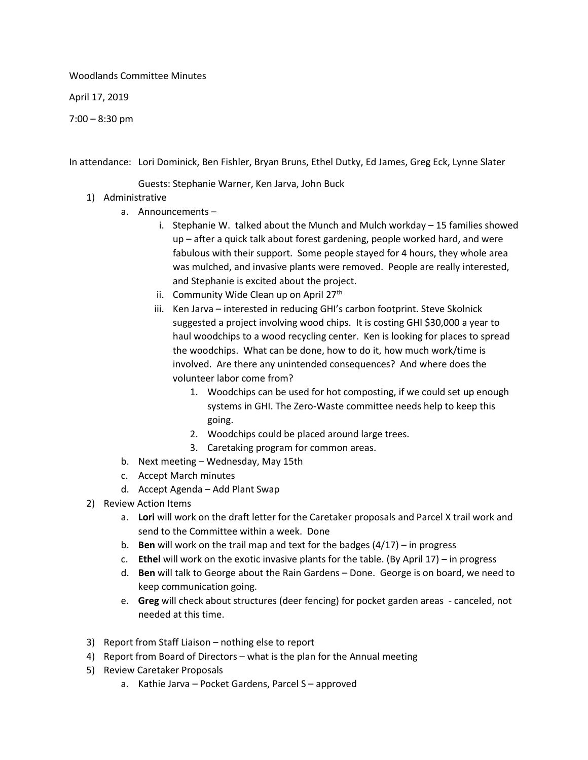Woodlands Committee Minutes

April 17, 2019

7:00 – 8:30 pm

In attendance: Lori Dominick, Ben Fishler, Bryan Bruns, Ethel Dutky, Ed James, Greg Eck, Lynne Slater

Guests: Stephanie Warner, Ken Jarva, John Buck

1) Administrative
   a. Announcements –
      i. Stephanie W. talked about the Munch and Mulch workday – 15 families showed up – after a quick talk about forest gardening, people worked hard, and were fabulous with their support. Some people stayed for 4 hours, they whole area was mulched, and invasive plants were removed. People are really interested, and Stephanie is excited about the project.
      ii. Community Wide Clean up on April 27th
      iii. Ken Jarva – interested in reducing GHI's carbon footprint. Steve Skolnick suggested a project involving wood chips. It is costing GHI $30,000 a year to haul woodchips to a wood recycling center. Ken is looking for places to spread the woodchips. What can be done, how to do it, how much work/time is involved. Are there any unintended consequences? And where does the volunteer labor come from?
         1. Woodchips can be used for hot composting, if we could set up enough systems in GHI. The Zero-Waste committee needs help to keep this going.
         2. Woodchips could be placed around large trees.
         3. Caretaking program for common areas.
   b. Next meeting – Wednesday, May 15th
   c. Accept March minutes
   d. Accept Agenda – Add Plant Swap
2) Review Action Items
   a. **Lori** will work on the draft letter for the Caretaker proposals and Parcel X trail work and send to the Committee within a week. Done
   b. **Ben** will work on the trail map and text for the badges (4/17) – in progress
   c. **Ethel** will work on the exotic invasive plants for the table. (By April 17) – in progress
   d. **Ben** will talk to George about the Rain Gardens – Done. George is on board, we need to keep communication going.
   e. **Greg** will check about structures (deer fencing) for pocket garden areas - canceled, not needed at this time.
3) Report from Staff Liaison – nothing else to report
4) Report from Board of Directors – what is the plan for the Annual meeting
5) Review Caretaker Proposals
   a. Kathie Jarva – Pocket Gardens, Parcel S – approved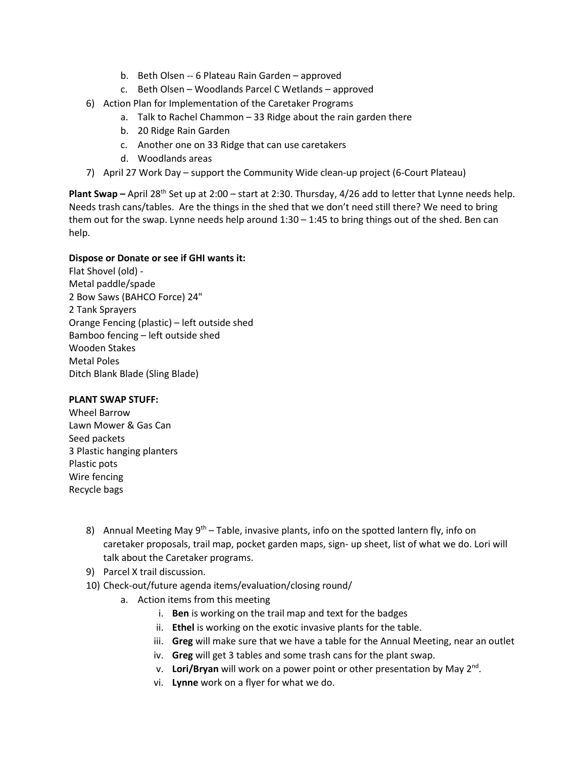b. Beth Olsen -- 6 Plateau Rain Garden – approved
   c. Beth Olsen – Woodlands Parcel C Wetlands – approved

6) Action Plan for Implementation of the Caretaker Programs
   a. Talk to Rachel Chammon – 33 Ridge about the rain garden there
   b. 20 Ridge Rain Garden
   c. Another one on 33 Ridge that can use caretakers
   d. Woodlands areas
7) April 27 Work Day – support the Community Wide clean-up project (6-Court Plateau)

**Plant Swap –** April 28th Set up at 2:00 – start at 2:30. Thursday, 4/26 add to letter that Lynne needs help. Needs trash cans/tables. Are the things in the shed that we don't need still there? We need to bring them out for the swap. Lynne needs help around 1:30 – 1:45 to bring things out of the shed. Ben can help.

**Dispose or Donate or see if GHI wants it:**

Flat Shovel (old) -
Metal paddle/spade
2 Bow Saws (BAHCO Force) 24"
2 Tank Sprayers
Orange Fencing (plastic) – left outside shed
Bamboo fencing – left outside shed
Wooden Stakes
Metal Poles
Ditch Blank Blade (Sling Blade)

**PLANT SWAP STUFF:**

Wheel Barrow
Lawn Mower & Gas Can
Seed packets
3 Plastic hanging planters
Plastic pots
Wire fencing
Recycle bags

8) Annual Meeting May 9th – Table, invasive plants, info on the spotted lantern fly, info on caretaker proposals, trail map, pocket garden maps, sign- up sheet, list of what we do. Lori will talk about the Caretaker programs.
9) Parcel X trail discussion.
10) Check-out/future agenda items/evaluation/closing round/
    a. Action items from this meeting
       i. **Ben** is working on the trail map and text for the badges
       ii. **Ethel** is working on the exotic invasive plants for the table.
       iii. **Greg** will make sure that we have a table for the Annual Meeting, near an outlet
       iv. **Greg** will get 3 tables and some trash cans for the plant swap.
       v. **Lori/Bryan** will work on a power point or other presentation by May 2nd.
       vi. **Lynne** work on a flyer for what we do.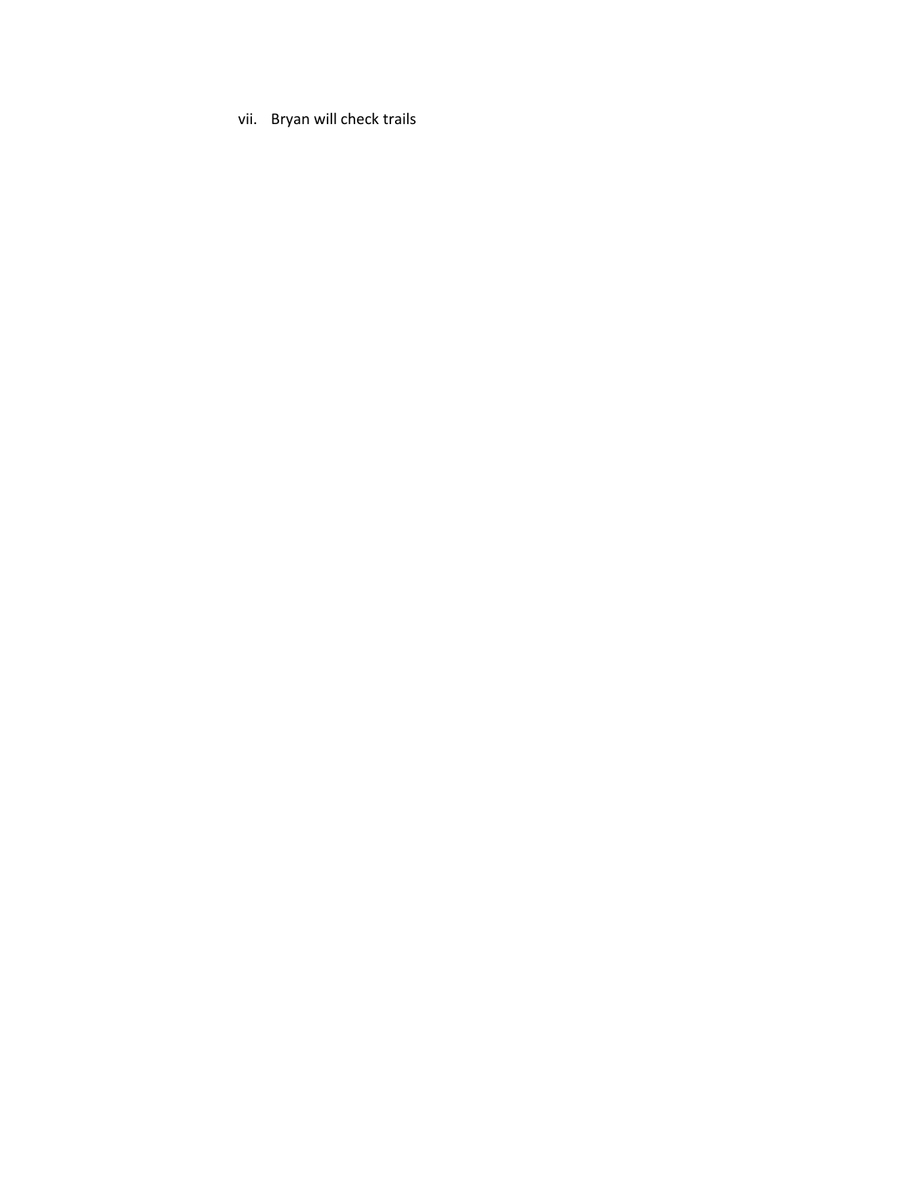vii. Bryan will check trails